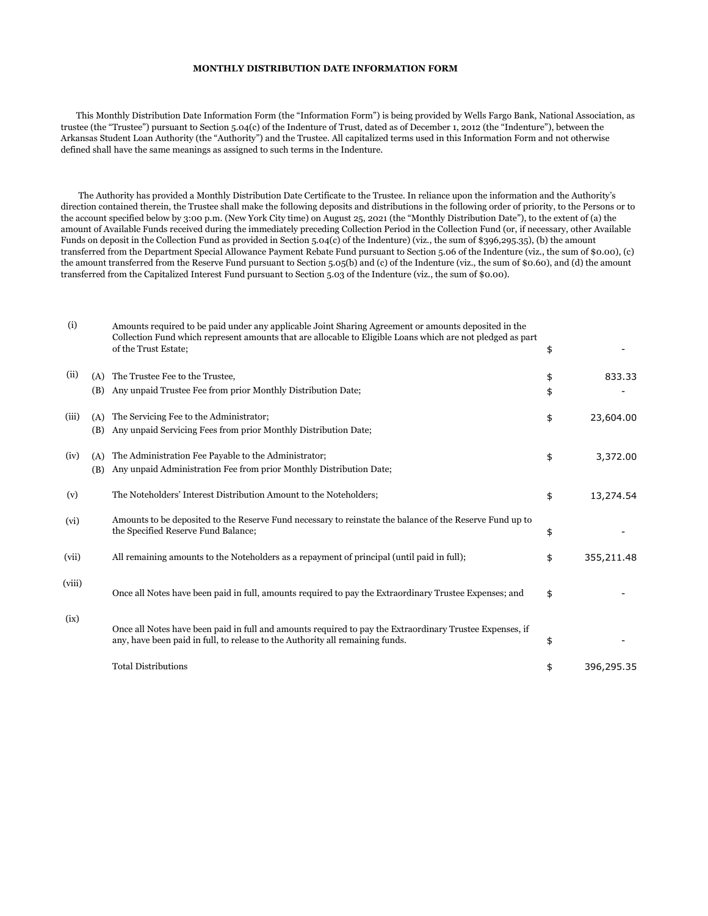# MONTHLY DISTRIBUTION DATE INFORMATION FORM

This Monthly Distribution Date Information Form (the "Information Form") is being provided by Wells Fargo Bank, National Association, as trustee (the "Trustee") pursuant to Section 5.04(c) of the Indenture of Trust, dated as of December 1, 2012 (the "Indenture"), between the Arkansas Student Loan Authority (the "Authority") and the Trustee. All capitalized terms used in this Information Form and not otherwise defined shall have the same meanings as assigned to such terms in the Indenture.

The Authority has provided a Monthly Distribution Date Certificate to the Trustee. In reliance upon the information and the Authority's direction contained therein, the Trustee shall make the following deposits and distributions in the following order of priority, to the Persons or to the account specified below by 3:00 p.m. (New York City time) on August 25, 2021 (the "Monthly Distribution Date"), to the extent of (a) the amount of Available Funds received during the immediately preceding Collection Period in the Collection Fund (or, if necessary, other Available Funds on deposit in the Collection Fund as provided in Section 5.04(c) of the Indenture) (viz., the sum of $396,295.35), (b) the amount transferred from the Department Special Allowance Payment Rebate Fund pursuant to Section 5.06 of the Indenture (viz., the sum of $0.00), (c) the amount transferred from the Reserve Fund pursuant to Section 5.05(b) and (c) of the Indenture (viz., the sum of $0.60), and (d) the amount transferred from the Capitalized Interest Fund pursuant to Section 5.03 of the Indenture (viz., the sum of $0.00).

| | | | | |
|---|---|---|---|---|
| (i) | | Amounts required to be paid under any applicable Joint Sharing Agreement or amounts deposited in the Collection Fund which represent amounts that are allocable to Eligible Loans which are not pledged as part of the Trust Estate; | $ | - |
| (ii) | (A) | The Trustee Fee to the Trustee, | $ | 833.33 |
| | (B) | Any unpaid Trustee Fee from prior Monthly Distribution Date; | $ | - |
| (iii) | (A) | The Servicing Fee to the Administrator; | $ | 23,604.00 |
| | (B) | Any unpaid Servicing Fees from prior Monthly Distribution Date; | | |
| (iv) | (A) | The Administration Fee Payable to the Administrator; | $ | 3,372.00 |
| | (B) | Any unpaid Administration Fee from prior Monthly Distribution Date; | | |
| (v) | | The Noteholders' Interest Distribution Amount to the Noteholders; | $ | 13,274.54 |
| (vi) | | Amounts to be deposited to the Reserve Fund necessary to reinstate the balance of the Reserve Fund up to the Specified Reserve Fund Balance; | $ | - |
| (vii) | | All remaining amounts to the Noteholders as a repayment of principal (until paid in full); | $ | 355,211.48 |
| (viii) | | Once all Notes have been paid in full, amounts required to pay the Extraordinary Trustee Expenses; and | $ | - |
| (ix) | | Once all Notes have been paid in full and amounts required to pay the Extraordinary Trustee Expenses, if any, have been paid in full, to release to the Authority all remaining funds. | $ | - |
| | | Total Distributions | $ | 396,295.35 |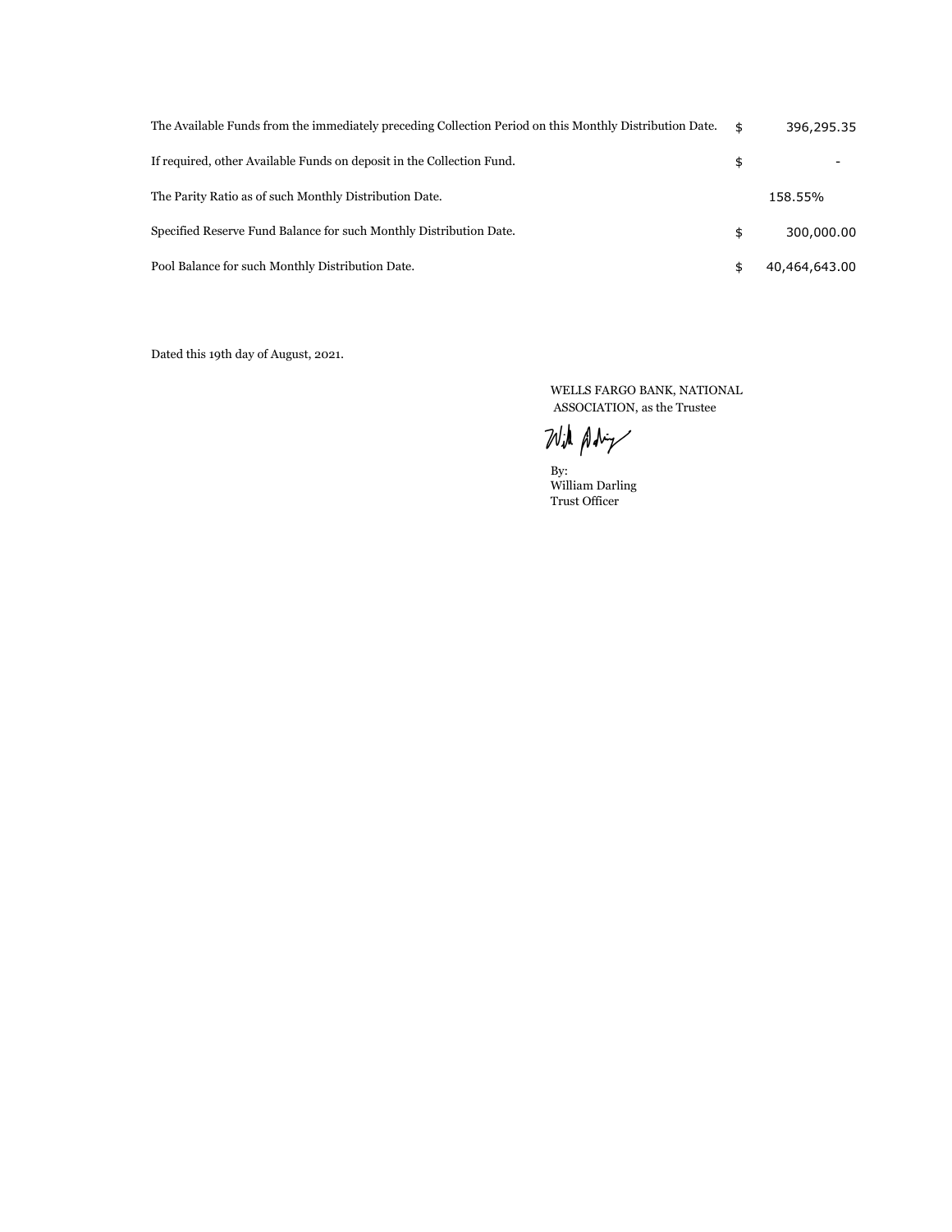| | | |
|---|---|---|
| The Available Funds from the immediately preceding Collection Period on this Monthly Distribution Date. | $ | 396,295.35 |
| If required, other Available Funds on deposit in the Collection Fund. | $ | - |
| The Parity Ratio as of such Monthly Distribution Date. | | 158.55% |
| Specified Reserve Fund Balance for such Monthly Distribution Date. | $ | 300,000.00 |
| Pool Balance for such Monthly Distribution Date. | $ | 40,464,643.00 |

Dated this 19th day of August, 2021.

WELLS FARGO BANK, NATIONAL ASSOCIATION, as the Trustee

By:
William Darling
Trust Officer